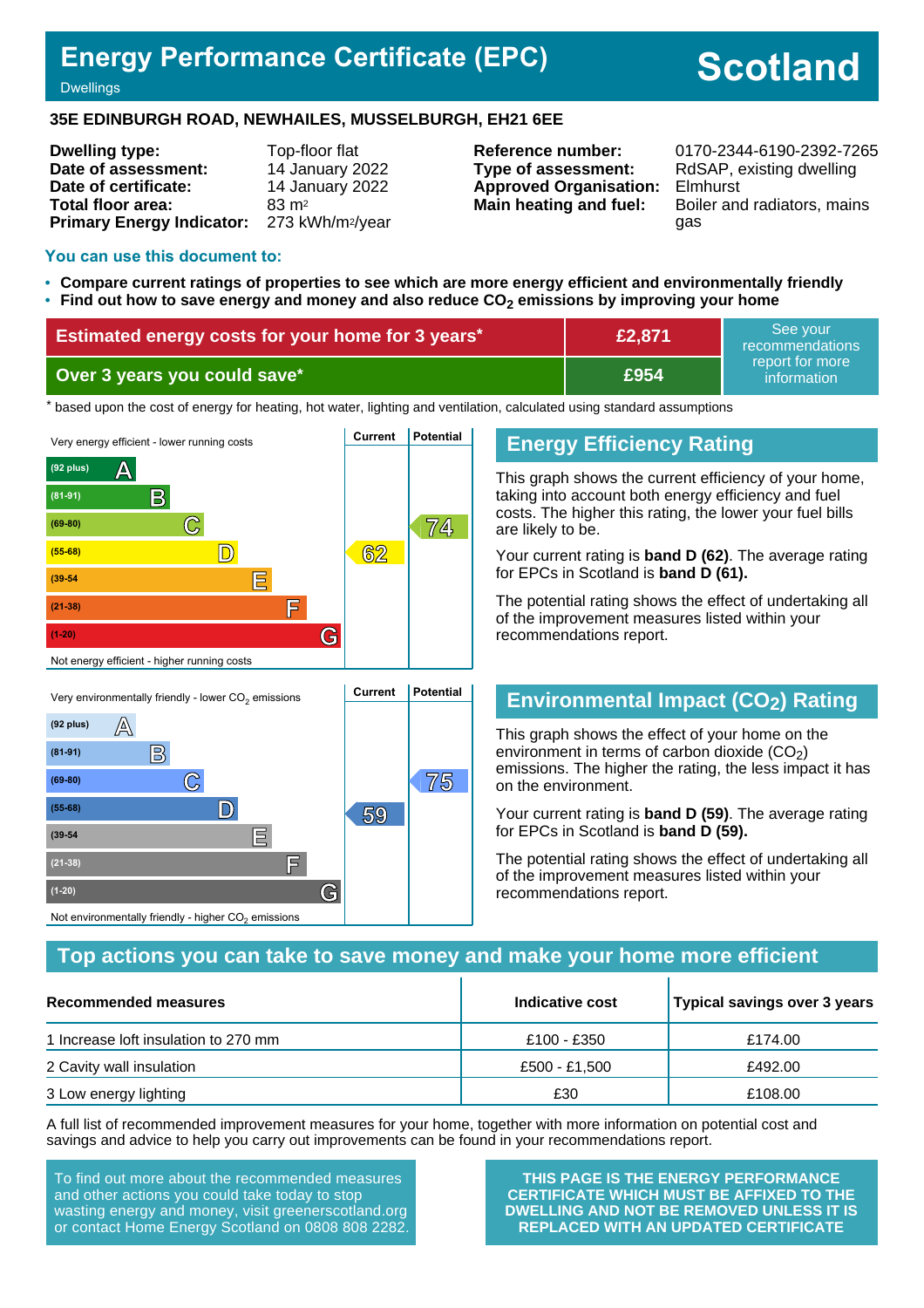# Energy Performance Certificate (EPC)

Dwellings

**Scotland**

**35E EDINBURGH ROAD, NEWHAILES, MUSSELBURGH, EH21 6EE**

| | | | |
|---|---|---|---|
| **Dwelling type:** | Top-floor flat | **Reference number:** | 0170-2344-6190-2392-7265 |
| **Date of assessment:** | 14 January 2022 | **Type of assessment:** | RdSAP, existing dwelling |
| **Date of certificate:** | 14 January 2022 | **Approved Organisation:** | Elmhurst |
| **Total floor area:** | 83 m² | **Main heating and fuel:** | Boiler and radiators, mains gas |
| **Primary Energy Indicator:** | 273 kWh/m²/year | | |

**You can use this document to:**

- **Compare current ratings of properties to see which are more energy efficient and environmentally friendly**
- **Find out how to save energy and money and also reduce $CO_2$ emissions by improving your home**

| | | |
|---|---|---|
| **Estimated energy costs for your home for 3 years*** | **£2,871** | See your recommendations report for more information |
| **Over 3 years you could save*** | **£954** | |

\* based upon the cost of energy for heating, hot water, lighting and ventilation, calculated using standard assumptions

Very energy efficient - lower running costs

| Rating band | Current | Potential |
|---|---|---|
| (92 plus) A | | |
| (81-91) B | | |
| (69-80) C | | 74 |
| (55-68) D | 62 | |
| (39-54) E | | |
| (21-38) F | | |
| (1-20) G | | |

Not energy efficient - higher running costs

## Energy Efficiency Rating

This graph shows the current efficiency of your home, taking into account both energy efficiency and fuel costs. The higher this rating, the lower your fuel bills are likely to be.

Your current rating is **band D (62)**. The average rating for EPCs in Scotland is **band D (61).**

The potential rating shows the effect of undertaking all of the improvement measures listed within your recommendations report.

Very environmentally friendly - lower $CO_2$ emissions

| Rating band | Current | Potential |
|---|---|---|
| (92 plus) A | | |
| (81-91) B | | |
| (69-80) C | | 75 |
| (55-68) D | 59 | |
| (39-54) E | | |
| (21-38) F | | |
| (1-20) G | | |

Not environmentally friendly - higher $CO_2$ emissions

## Environmental Impact ($CO_2$) Rating

This graph shows the effect of your home on the environment in terms of carbon dioxide ($CO_2$) emissions. The higher the rating, the less impact it has on the environment.

Your current rating is **band D (59)**. The average rating for EPCs in Scotland is **band D (59).**

The potential rating shows the effect of undertaking all of the improvement measures listed within your recommendations report.

## Top actions you can take to save money and make your home more efficient

| Recommended measures | Indicative cost | Typical savings over 3 years |
|---|---|---|
| 1 Increase loft insulation to 270 mm | £100 - £350 | £174.00 |
| 2 Cavity wall insulation | £500 - £1,500 | £492.00 |
| 3 Low energy lighting | £30 | £108.00 |

A full list of recommended improvement measures for your home, together with more information on potential cost and savings and advice to help you carry out improvements can be found in your recommendations report.

To find out more about the recommended measures and other actions you could take today to stop wasting energy and money, visit greenerscotland.org or contact Home Energy Scotland on 0808 808 2282.

**THIS PAGE IS THE ENERGY PERFORMANCE CERTIFICATE WHICH MUST BE AFFIXED TO THE DWELLING AND NOT BE REMOVED UNLESS IT IS REPLACED WITH AN UPDATED CERTIFICATE**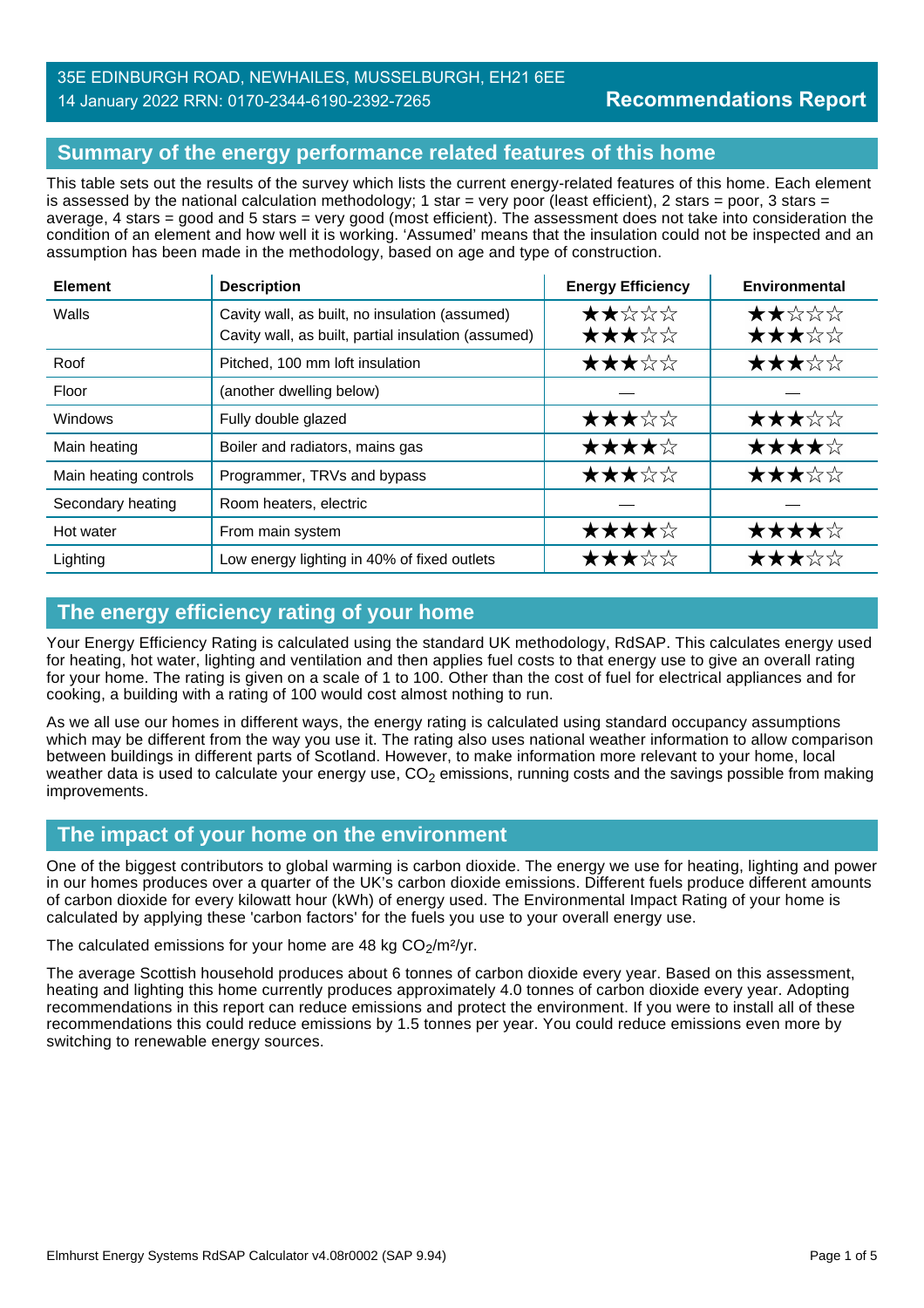35E EDINBURGH ROAD, NEWHAILES, MUSSELBURGH, EH21 6EE
14 January 2022 RRN: 0170-2344-6190-2392-7265

# Recommendations Report

## Summary of the energy performance related features of this home

This table sets out the results of the survey which lists the current energy-related features of this home. Each element is assessed by the national calculation methodology; 1 star = very poor (least efficient), 2 stars = poor, 3 stars = average, 4 stars = good and 5 stars = very good (most efficient). The assessment does not take into consideration the condition of an element and how well it is working. 'Assumed' means that the insulation could not be inspected and an assumption has been made in the methodology, based on age and type of construction.

| Element | Description | Energy Efficiency | Environmental |
|---|---|---|---|
| Walls | Cavity wall, as built, no insulation (assumed)<br>Cavity wall, as built, partial insulation (assumed) | ★★☆☆☆<br>★★★☆☆ | ★★☆☆☆<br>★★★☆☆ |
| Roof | Pitched, 100 mm loft insulation | ★★★☆☆ | ★★★☆☆ |
| Floor | (another dwelling below) | — | — |
| Windows | Fully double glazed | ★★★☆☆ | ★★★☆☆ |
| Main heating | Boiler and radiators, mains gas | ★★★★☆ | ★★★★☆ |
| Main heating controls | Programmer, TRVs and bypass | ★★★☆☆ | ★★★☆☆ |
| Secondary heating | Room heaters, electric | — | — |
| Hot water | From main system | ★★★★☆ | ★★★★☆ |
| Lighting | Low energy lighting in 40% of fixed outlets | ★★★☆☆ | ★★★☆☆ |

## The energy efficiency rating of your home

Your Energy Efficiency Rating is calculated using the standard UK methodology, RdSAP. This calculates energy used for heating, hot water, lighting and ventilation and then applies fuel costs to that energy use to give an overall rating for your home. The rating is given on a scale of 1 to 100. Other than the cost of fuel for electrical appliances and for cooking, a building with a rating of 100 would cost almost nothing to run.

As we all use our homes in different ways, the energy rating is calculated using standard occupancy assumptions which may be different from the way you use it. The rating also uses national weather information to allow comparison between buildings in different parts of Scotland. However, to make information more relevant to your home, local weather data is used to calculate your energy use, $CO_2$ emissions, running costs and the savings possible from making improvements.

## The impact of your home on the environment

One of the biggest contributors to global warming is carbon dioxide. The energy we use for heating, lighting and power in our homes produces over a quarter of the UK's carbon dioxide emissions. Different fuels produce different amounts of carbon dioxide for every kilowatt hour (kWh) of energy used. The Environmental Impact Rating of your home is calculated by applying these 'carbon factors' for the fuels you use to your overall energy use.

The calculated emissions for your home are 48 kg $CO_2/m^2/yr$.

The average Scottish household produces about 6 tonnes of carbon dioxide every year. Based on this assessment, heating and lighting this home currently produces approximately 4.0 tonnes of carbon dioxide every year. Adopting recommendations in this report can reduce emissions and protect the environment. If you were to install all of these recommendations this could reduce emissions by 1.5 tonnes per year. You could reduce emissions even more by switching to renewable energy sources.

Elmhurst Energy Systems RdSAP Calculator v4.08r0002 (SAP 9.94)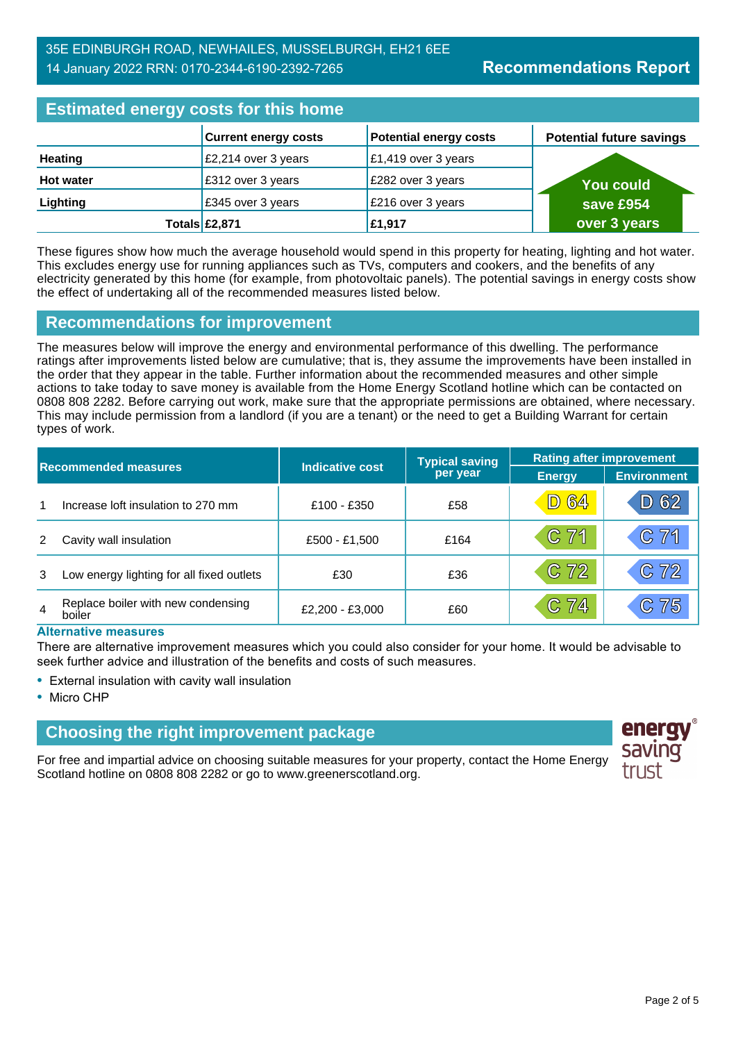35E EDINBURGH ROAD, NEWHAILES, MUSSELBURGH, EH21 6EE
14 January 2022 RRN: 0170-2344-6190-2392-7265

**Recommendations Report**

## Estimated energy costs for this home

| | Current energy costs | Potential energy costs | Potential future savings |
|---|---|---|---|
| **Heating** | £2,214 over 3 years | £1,419 over 3 years | You could save £954 over 3 years |
| **Hot water** | £312 over 3 years | £282 over 3 years | |
| **Lighting** | £345 over 3 years | £216 over 3 years | |
| **Totals** | **£2,871** | **£1,917** | |

These figures show how much the average household would spend in this property for heating, lighting and hot water. This excludes energy use for running appliances such as TVs, computers and cookers, and the benefits of any electricity generated by this home (for example, from photovoltaic panels). The potential savings in energy costs show the effect of undertaking all of the recommended measures listed below.

## Recommendations for improvement

The measures below will improve the energy and environmental performance of this dwelling. The performance ratings after improvements listed below are cumulative; that is, they assume the improvements have been installed in the order that they appear in the table. Further information about the recommended measures and other simple actions to take today to save money is available from the Home Energy Scotland hotline which can be contacted on 0808 808 2282. Before carrying out work, make sure that the appropriate permissions are obtained, where necessary. This may include permission from a landlord (if you are a tenant) or the need to get a Building Warrant for certain types of work.

| | Recommended measures | Indicative cost | Typical saving per year | Rating after improvement | |
|---|---|---|---|---|---|
| | | | | Energy | Environment |
| 1 | Increase loft insulation to 270 mm | £100 - £350 | £58 | D 64 | D 62 |
| 2 | Cavity wall insulation | £500 - £1,500 | £164 | C 71 | C 71 |
| 3 | Low energy lighting for all fixed outlets | £30 | £36 | C 72 | C 72 |
| 4 | Replace boiler with new condensing boiler | £2,200 - £3,000 | £60 | C 74 | C 75 |

### Alternative measures

There are alternative improvement measures which you could also consider for your home. It would be advisable to seek further advice and illustration of the benefits and costs of such measures.

- External insulation with cavity wall insulation
- Micro CHP

## Choosing the right improvement package

For free and impartial advice on choosing suitable measures for your property, contact the Home Energy Scotland hotline on 0808 808 2282 or go to www.greenerscotland.org.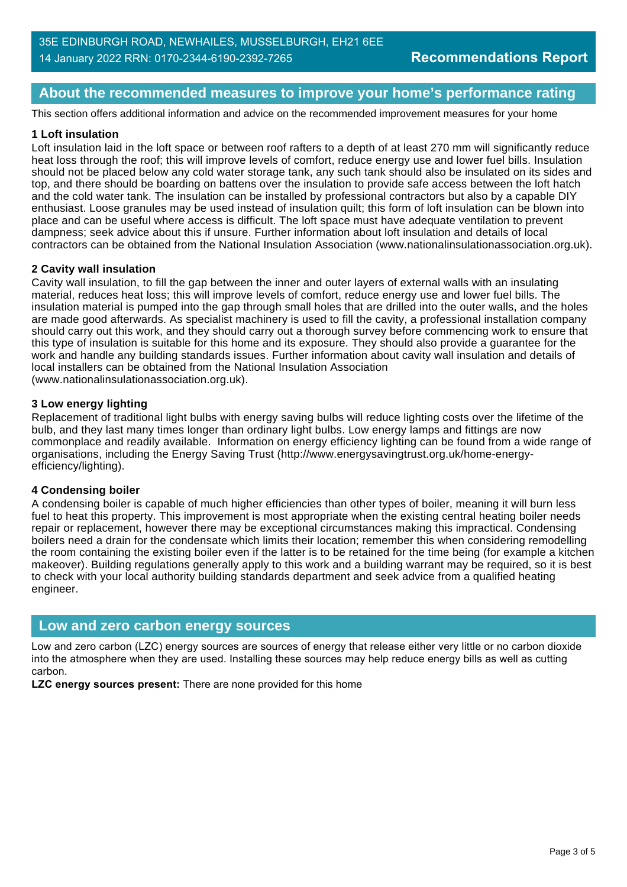## About the recommended measures to improve your home's performance rating

This section offers additional information and advice on the recommended improvement measures for your home

**1 Loft insulation**

Loft insulation laid in the loft space or between roof rafters to a depth of at least 270 mm will significantly reduce heat loss through the roof; this will improve levels of comfort, reduce energy use and lower fuel bills. Insulation should not be placed below any cold water storage tank, any such tank should also be insulated on its sides and top, and there should be boarding on battens over the insulation to provide safe access between the loft hatch and the cold water tank. The insulation can be installed by professional contractors but also by a capable DIY enthusiast. Loose granules may be used instead of insulation quilt; this form of loft insulation can be blown into place and can be useful where access is difficult. The loft space must have adequate ventilation to prevent dampness; seek advice about this if unsure. Further information about loft insulation and details of local contractors can be obtained from the National Insulation Association (www.nationalinsulationassociation.org.uk).

**2 Cavity wall insulation**

Cavity wall insulation, to fill the gap between the inner and outer layers of external walls with an insulating material, reduces heat loss; this will improve levels of comfort, reduce energy use and lower fuel bills. The insulation material is pumped into the gap through small holes that are drilled into the outer walls, and the holes are made good afterwards. As specialist machinery is used to fill the cavity, a professional installation company should carry out this work, and they should carry out a thorough survey before commencing work to ensure that this type of insulation is suitable for this home and its exposure. They should also provide a guarantee for the work and handle any building standards issues. Further information about cavity wall insulation and details of local installers can be obtained from the National Insulation Association (www.nationalinsulationassociation.org.uk).

**3 Low energy lighting**

Replacement of traditional light bulbs with energy saving bulbs will reduce lighting costs over the lifetime of the bulb, and they last many times longer than ordinary light bulbs. Low energy lamps and fittings are now commonplace and readily available. Information on energy efficiency lighting can be found from a wide range of organisations, including the Energy Saving Trust (http://www.energysavingtrust.org.uk/home-energy-efficiency/lighting).

**4 Condensing boiler**

A condensing boiler is capable of much higher efficiencies than other types of boiler, meaning it will burn less fuel to heat this property. This improvement is most appropriate when the existing central heating boiler needs repair or replacement, however there may be exceptional circumstances making this impractical. Condensing boilers need a drain for the condensate which limits their location; remember this when considering remodelling the room containing the existing boiler even if the latter is to be retained for the time being (for example a kitchen makeover). Building regulations generally apply to this work and a building warrant may be required, so it is best to check with your local authority building standards department and seek advice from a qualified heating engineer.

## Low and zero carbon energy sources

Low and zero carbon (LZC) energy sources are sources of energy that release either very little or no carbon dioxide into the atmosphere when they are used. Installing these sources may help reduce energy bills as well as cutting carbon.

**LZC energy sources present:** There are none provided for this home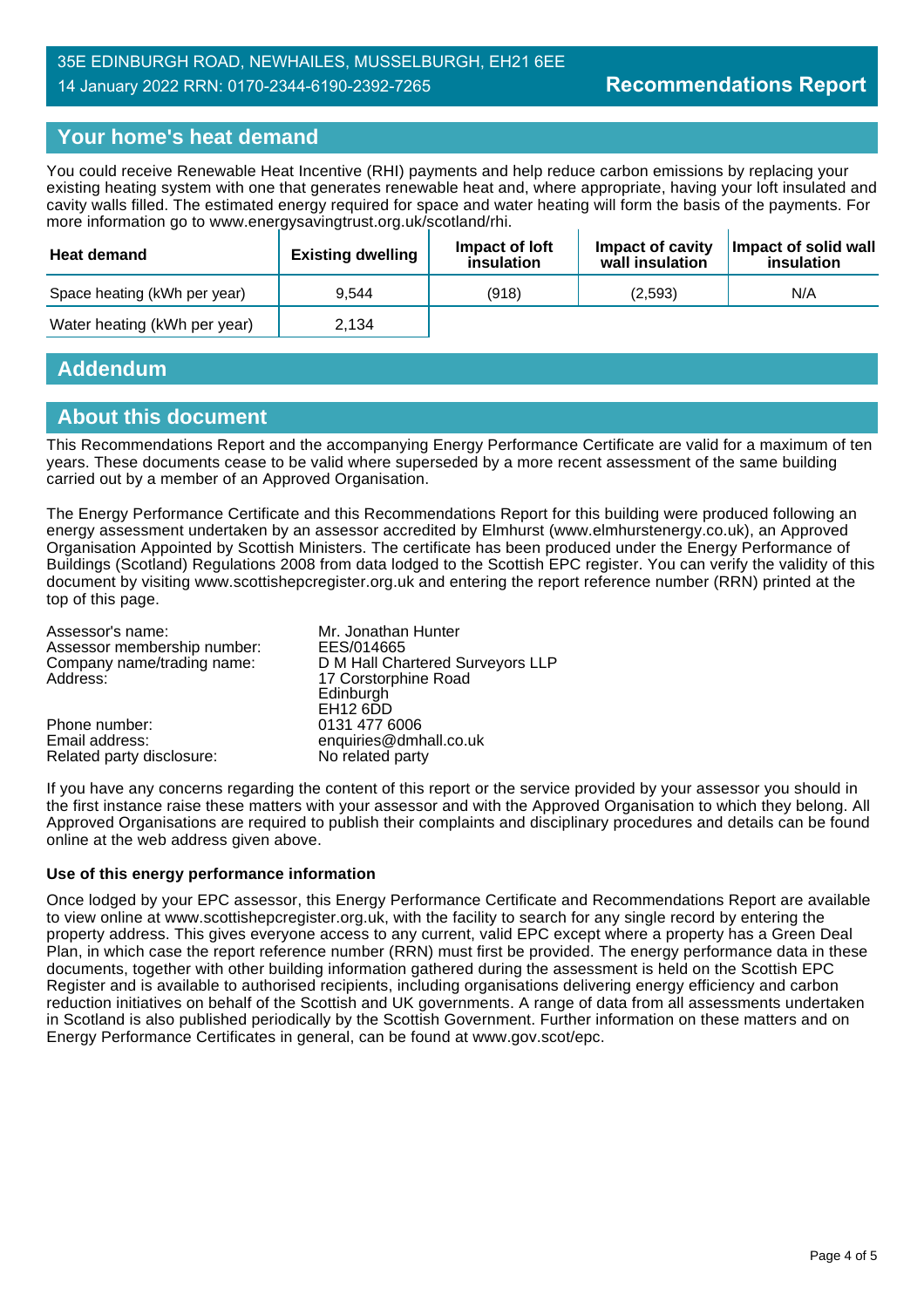35E EDINBURGH ROAD, NEWHAILES, MUSSELBURGH, EH21 6EE
14 January 2022 RRN: 0170-2344-6190-2392-7265

**Recommendations Report**

## Your home's heat demand

You could receive Renewable Heat Incentive (RHI) payments and help reduce carbon emissions by replacing your existing heating system with one that generates renewable heat and, where appropriate, having your loft insulated and cavity walls filled. The estimated energy required for space and water heating will form the basis of the payments. For more information go to www.energysavingtrust.org.uk/scotland/rhi.

| Heat demand | Existing dwelling | Impact of loft insulation | Impact of cavity wall insulation | Impact of solid wall insulation |
|---|---|---|---|---|
| Space heating (kWh per year) | 9,544 | (918) | (2,593) | N/A |
| Water heating (kWh per year) | 2,134 | | | |

## Addendum

## About this document

This Recommendations Report and the accompanying Energy Performance Certificate are valid for a maximum of ten years. These documents cease to be valid where superseded by a more recent assessment of the same building carried out by a member of an Approved Organisation.

The Energy Performance Certificate and this Recommendations Report for this building were produced following an energy assessment undertaken by an assessor accredited by Elmhurst (www.elmhurstenergy.co.uk), an Approved Organisation Appointed by Scottish Ministers. The certificate has been produced under the Energy Performance of Buildings (Scotland) Regulations 2008 from data lodged to the Scottish EPC register. You can verify the validity of this document by visiting www.scottishepcregister.org.uk and entering the report reference number (RRN) printed at the top of this page.

| | |
|---|---|
| Assessor's name: | Mr. Jonathan Hunter |
| Assessor membership number: | EES/014665 |
| Company name/trading name: | D M Hall Chartered Surveyors LLP |
| Address: | 17 Corstorphine Road<br>Edinburgh<br>EH12 6DD |
| Phone number: | 0131 477 6006 |
| Email address: | enquiries@dmhall.co.uk |
| Related party disclosure: | No related party |

If you have any concerns regarding the content of this report or the service provided by your assessor you should in the first instance raise these matters with your assessor and with the Approved Organisation to which they belong. All Approved Organisations are required to publish their complaints and disciplinary procedures and details can be found online at the web address given above.

**Use of this energy performance information**

Once lodged by your EPC assessor, this Energy Performance Certificate and Recommendations Report are available to view online at www.scottishepcregister.org.uk, with the facility to search for any single record by entering the property address. This gives everyone access to any current, valid EPC except where a property has a Green Deal Plan, in which case the report reference number (RRN) must first be provided. The energy performance data in these documents, together with other building information gathered during the assessment is held on the Scottish EPC Register and is available to authorised recipients, including organisations delivering energy efficiency and carbon reduction initiatives on behalf of the Scottish and UK governments. A range of data from all assessments undertaken in Scotland is also published periodically by the Scottish Government. Further information on these matters and on Energy Performance Certificates in general, can be found at www.gov.scot/epc.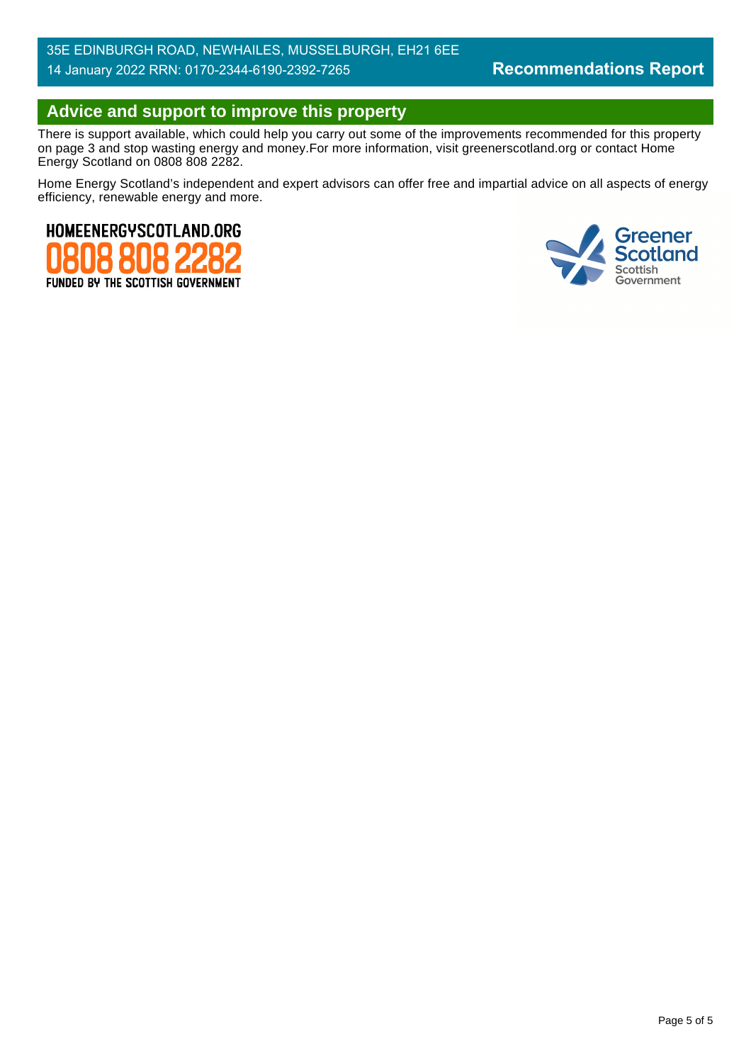## Advice and support to improve this property

There is support available, which could help you carry out some of the improvements recommended for this property on page 3 and stop wasting energy and money.For more information, visit greenerscotland.org or contact Home Energy Scotland on 0808 808 2282.

Home Energy Scotland's independent and expert advisors can offer free and impartial advice on all aspects of energy efficiency, renewable energy and more.

HOMEENERGYSCOTLAND.ORG
0808 808 2282
FUNDED BY THE SCOTTISH GOVERNMENT

Greener Scotland
Scottish Government